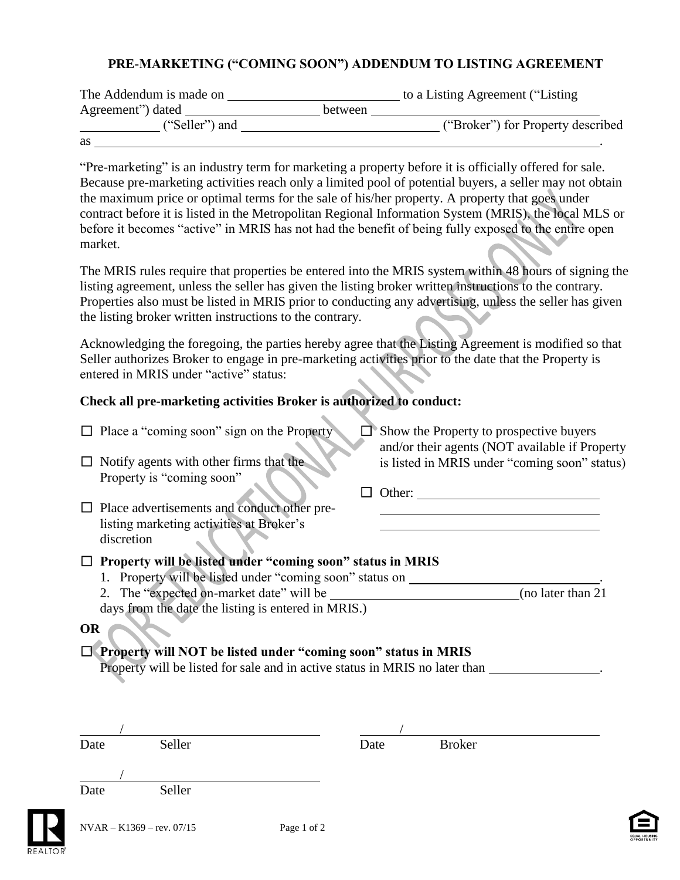# PRE-MARKETING ("COMING SOON") ADDENDUM TO LISTING AGREEMENT

The Addendum is made on __________________________ to a Listing Agreement ("Listing Agreement") dated ____________________ between ________________________________ ____________ ("Seller") and ________________________________ ("Broker") for Property described as ______________________________________________________________________________.

"Pre-marketing" is an industry term for marketing a property before it is officially offered for sale. Because pre-marketing activities reach only a limited pool of potential buyers, a seller may not obtain the maximum price or optimal terms for the sale of his/her property. A property that goes under contract before it is listed in the Metropolitan Regional Information System (MRIS), the local MLS or before it becomes "active" in MRIS has not had the benefit of being fully exposed to the entire open market.

The MRIS rules require that properties be entered into the MRIS system within 48 hours of signing the listing agreement, unless the seller has given the listing broker written instructions to the contrary. Properties also must be listed in MRIS prior to conducting any advertising, unless the seller has given the listing broker written instructions to the contrary.

Acknowledging the foregoing, the parties hereby agree that the Listing Agreement is modified so that Seller authorizes Broker to engage in pre-marketing activities prior to the date that the Property is entered in MRIS under "active" status:

**Check all pre-marketing activities Broker is authorized to conduct:**

☐ Place a "coming soon" sign on the Property

☐ Notify agents with other firms that the Property is "coming soon"

☐ Place advertisements and conduct other pre-listing marketing activities at Broker's discretion

☐ Show the Property to prospective buyers and/or their agents (NOT available if Property is listed in MRIS under "coming soon" status)

☐ Other: ____________________________
____________________________________
____________________________________

☐ **Property will be listed under "coming soon" status in MRIS**
1. Property will be listed under "coming soon" status on ____________________________.
2. The "expected on-market date" will be ____________________________(no later than 21 days from the date the listing is entered in MRIS.)

**OR**

☐ **Property will NOT be listed under "coming soon" status in MRIS**
Property will be listed for sale and in active status in MRIS no later than ________________.

______/______________________________ 
Date Seller

______/______________________________ 
Date Broker

______/______________________________ 
Date Seller

NVAR – K1369 – rev. 07/15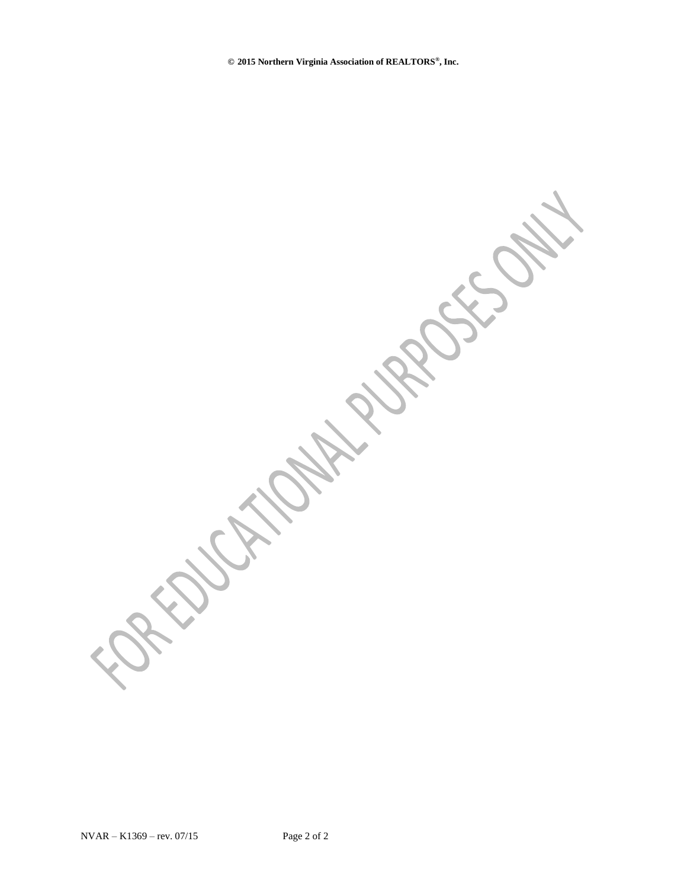© 2015 Northern Virginia Association of REALTORS®, Inc.